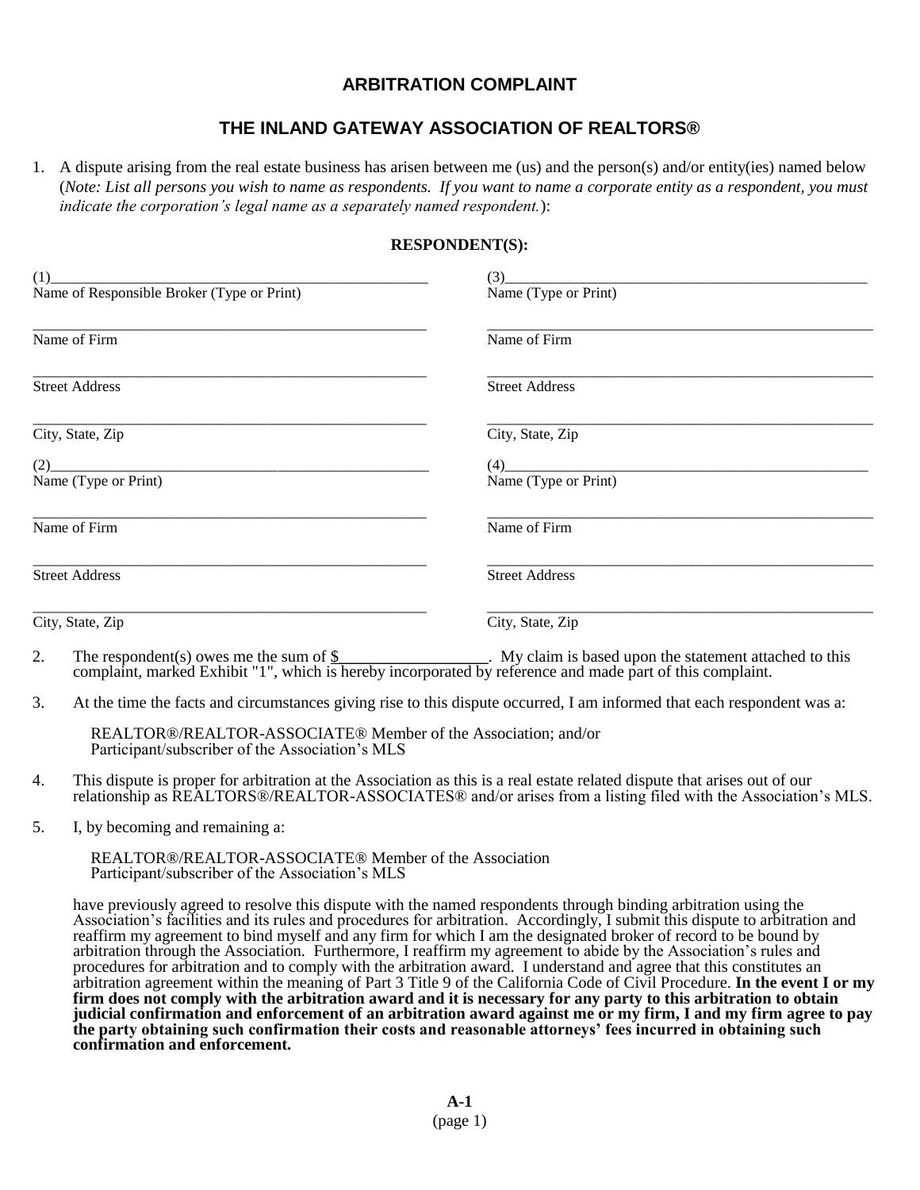# ARBITRATION COMPLAINT

## THE INLAND GATEWAY ASSOCIATION OF REALTORS®

1. A dispute arising from the real estate business has arisen between me (us) and the person(s) and/or entity(ies) named below (*Note: List all persons you wish to name as respondents. If you want to name a corporate entity as a respondent, you must indicate the corporation's legal name as a separately named respondent.*):

**RESPONDENT(S):**

| | |
|---|---|
| (1)_______________________________ | (3)_______________________________ |
| Name of Responsible Broker (Type or Print) | Name (Type or Print) |
| _______________________________ | _______________________________ |
| Name of Firm | Name of Firm |
| _______________________________ | _______________________________ |
| Street Address | Street Address |
| _______________________________ | _______________________________ |
| City, State, Zip | City, State, Zip |
| (2)_______________________________ | (4)_______________________________ |
| Name (Type or Print) | Name (Type or Print) |
| _______________________________ | _______________________________ |
| Name of Firm | Name of Firm |
| _______________________________ | _______________________________ |
| Street Address | Street Address |
| _______________________________ | _______________________________ |
| City, State, Zip | City, State, Zip |

2. The respondent(s) owes me the sum of $__________________. My claim is based upon the statement attached to this complaint, marked Exhibit "1", which is hereby incorporated by reference and made part of this complaint.

3. At the time the facts and circumstances giving rise to this dispute occurred, I am informed that each respondent was a:

   REALTOR®/REALTOR-ASSOCIATE® Member of the Association; and/or
   Participant/subscriber of the Association's MLS

4. This dispute is proper for arbitration at the Association as this is a real estate related dispute that arises out of our relationship as REALTORS®/REALTOR-ASSOCIATES® and/or arises from a listing filed with the Association's MLS.

5. I, by becoming and remaining a:

   REALTOR®/REALTOR-ASSOCIATE® Member of the Association
   Participant/subscriber of the Association's MLS

   have previously agreed to resolve this dispute with the named respondents through binding arbitration using the Association's facilities and its rules and procedures for arbitration. Accordingly, I submit this dispute to arbitration and reaffirm my agreement to bind myself and any firm for which I am the designated broker of record to be bound by arbitration through the Association. Furthermore, I reaffirm my agreement to abide by the Association's rules and procedures for arbitration and to comply with the arbitration award. I understand and agree that this constitutes an arbitration agreement within the meaning of Part 3 Title 9 of the California Code of Civil Procedure. **In the event I or my firm does not comply with the arbitration award and it is necessary for any party to this arbitration to obtain judicial confirmation and enforcement of an arbitration award against me or my firm, I and my firm agree to pay the party obtaining such confirmation their costs and reasonable attorneys' fees incurred in obtaining such confirmation and enforcement.**

**A-1**
(page 1)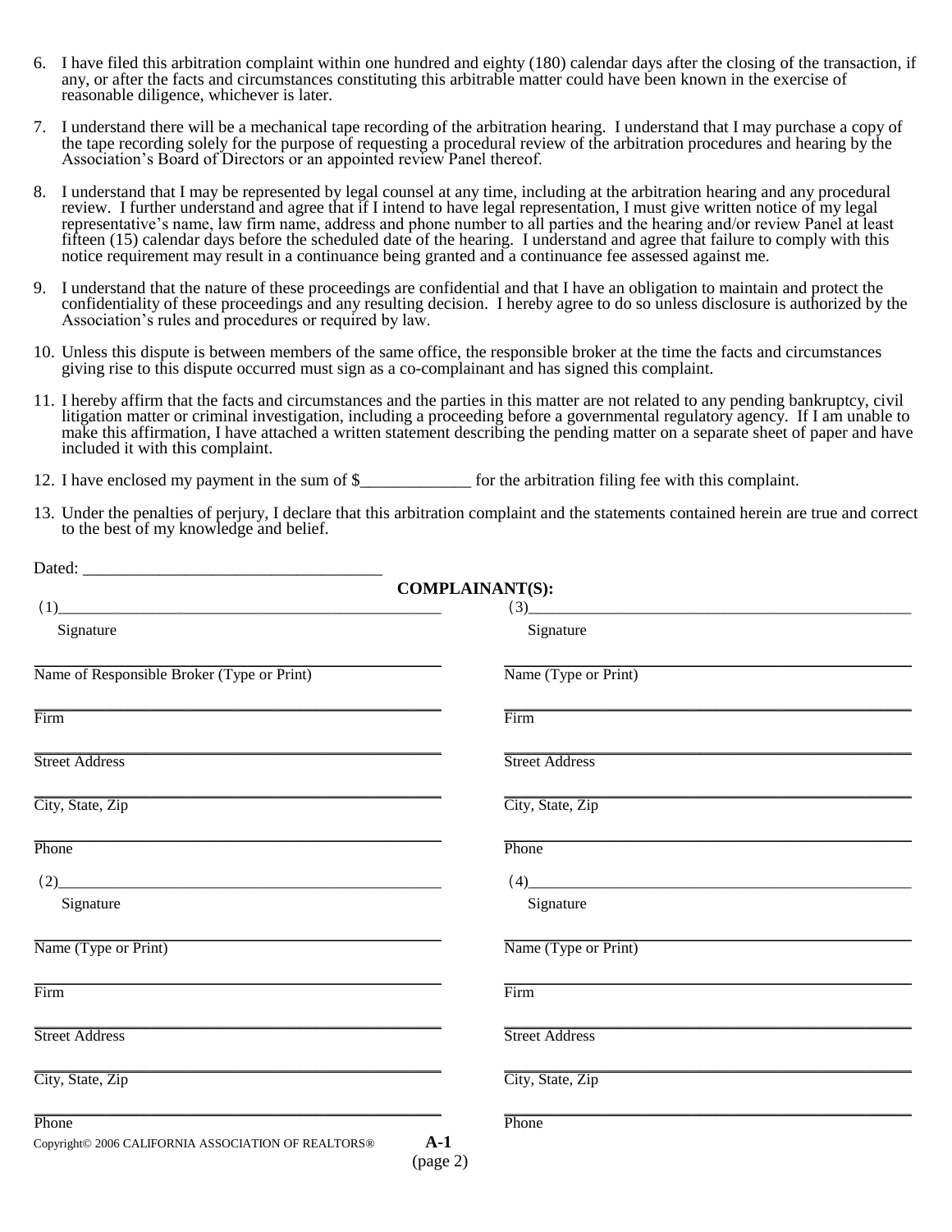6. I have filed this arbitration complaint within one hundred and eighty (180) calendar days after the closing of the transaction, if any, or after the facts and circumstances constituting this arbitrable matter could have been known in the exercise of reasonable diligence, whichever is later.

7. I understand there will be a mechanical tape recording of the arbitration hearing. I understand that I may purchase a copy of the tape recording solely for the purpose of requesting a procedural review of the arbitration procedures and hearing by the Association's Board of Directors or an appointed review Panel thereof.

8. I understand that I may be represented by legal counsel at any time, including at the arbitration hearing and any procedural review. I further understand and agree that if I intend to have legal representation, I must give written notice of my legal representative's name, law firm name, address and phone number to all parties and the hearing and/or review Panel at least fifteen (15) calendar days before the scheduled date of the hearing. I understand and agree that failure to comply with this notice requirement may result in a continuance being granted and a continuance fee assessed against me.

9. I understand that the nature of these proceedings are confidential and that I have an obligation to maintain and protect the confidentiality of these proceedings and any resulting decision. I hereby agree to do so unless disclosure is authorized by the Association's rules and procedures or required by law.

10. Unless this dispute is between members of the same office, the responsible broker at the time the facts and circumstances giving rise to this dispute occurred must sign as a co-complainant and has signed this complaint.

11. I hereby affirm that the facts and circumstances and the parties in this matter are not related to any pending bankruptcy, civil litigation matter or criminal investigation, including a proceeding before a governmental regulatory agency. If I am unable to make this affirmation, I have attached a written statement describing the pending matter on a separate sheet of paper and have included it with this complaint.

12. I have enclosed my payment in the sum of $_____________ for the arbitration filing fee with this complaint.

13. Under the penalties of perjury, I declare that this arbitration complaint and the statements contained herein are true and correct to the best of my knowledge and belief.

Dated: ___________________________________

**COMPLAINANT(S):**

(1)_______________________________________________
Signature

_______________________________________________
Name of Responsible Broker (Type or Print)

_______________________________________________
Firm

_______________________________________________
Street Address

_______________________________________________
City, State, Zip

_______________________________________________
Phone

(2)_______________________________________________
Signature

_______________________________________________
Name (Type or Print)

_______________________________________________
Firm

_______________________________________________
Street Address

_______________________________________________
City, State, Zip

_______________________________________________
Phone

(3)_______________________________________________
Signature

_______________________________________________
Name (Type or Print)

_______________________________________________
Firm

_______________________________________________
Street Address

_______________________________________________
City, State, Zip

_______________________________________________
Phone

(4)_______________________________________________
Signature

_______________________________________________
Name (Type or Print)

_______________________________________________
Firm

_______________________________________________
Street Address

_______________________________________________
City, State, Zip

_______________________________________________
Phone

Copyright© 2006 CALIFORNIA ASSOCIATION OF REALTORS®

**A-1**
(page 2)